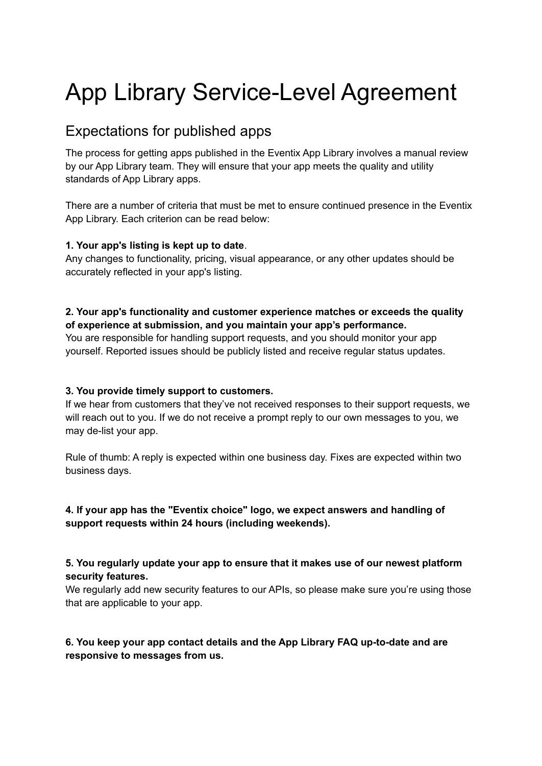# App Library Service-Level Agreement

## Expectations for published apps

The process for getting apps published in the Eventix App Library involves a manual review by our App Library team. They will ensure that your app meets the quality and utility standards of App Library apps.

There are a number of criteria that must be met to ensure continued presence in the Eventix App Library. Each criterion can be read below:

**1. Your app's listing is kept up to date**.
Any changes to functionality, pricing, visual appearance, or any other updates should be accurately reflected in your app's listing.

**2. Your app's functionality and customer experience matches or exceeds the quality of experience at submission, and you maintain your app's performance.**
You are responsible for handling support requests, and you should monitor your app yourself. Reported issues should be publicly listed and receive regular status updates.

**3. You provide timely support to customers.**
If we hear from customers that they've not received responses to their support requests, we will reach out to you. If we do not receive a prompt reply to our own messages to you, we may de-list your app.

Rule of thumb: A reply is expected within one business day. Fixes are expected within two business days.

**4. If your app has the "Eventix choice" logo, we expect answers and handling of support requests within 24 hours (including weekends).**

**5. You regularly update your app to ensure that it makes use of our newest platform security features.**
We regularly add new security features to our APIs, so please make sure you're using those that are applicable to your app.

**6. You keep your app contact details and the App Library FAQ up-to-date and are responsive to messages from us.**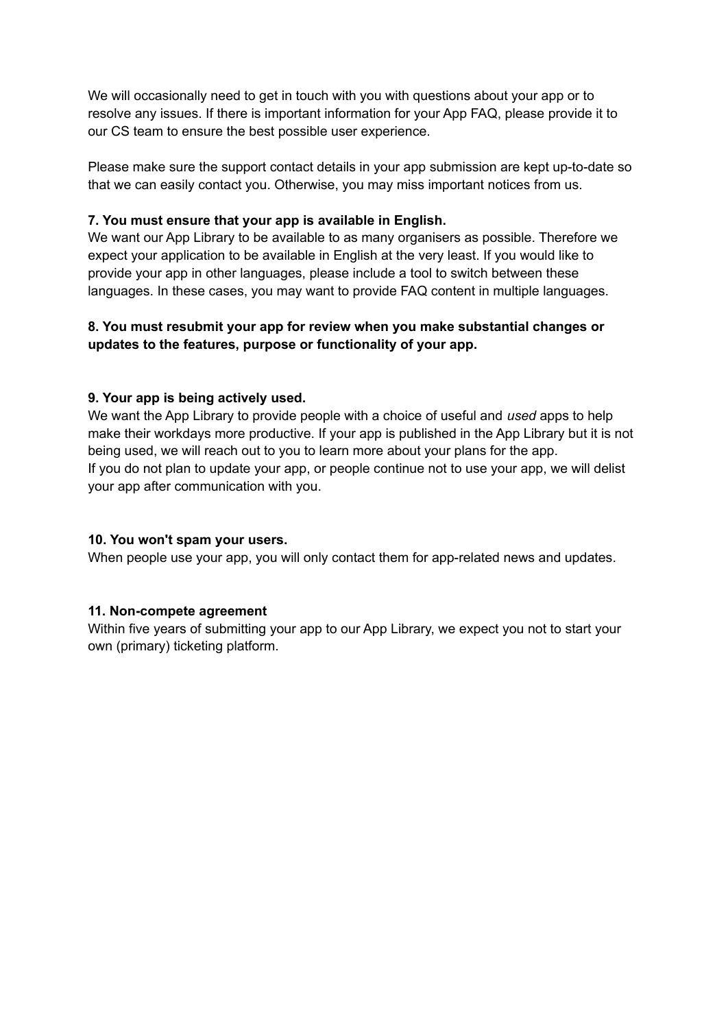We will occasionally need to get in touch with you with questions about your app or to resolve any issues. If there is important information for your App FAQ, please provide it to our CS team to ensure the best possible user experience.

Please make sure the support contact details in your app submission are kept up-to-date so that we can easily contact you. Otherwise, you may miss important notices from us.

**7. You must ensure that your app is available in English.**
We want our App Library to be available to as many organisers as possible. Therefore we expect your application to be available in English at the very least. If you would like to provide your app in other languages, please include a tool to switch between these languages. In these cases, you may want to provide FAQ content in multiple languages.

**8. You must resubmit your app for review when you make substantial changes or updates to the features, purpose or functionality of your app.**

**9. Your app is being actively used.**
We want the App Library to provide people with a choice of useful and *used* apps to help make their workdays more productive. If your app is published in the App Library but it is not being used, we will reach out to you to learn more about your plans for the app.
If you do not plan to update your app, or people continue not to use your app, we will delist your app after communication with you.

**10. You won't spam your users.**
When people use your app, you will only contact them for app-related news and updates.

**11. Non-compete agreement**
Within five years of submitting your app to our App Library, we expect you not to start your own (primary) ticketing platform.